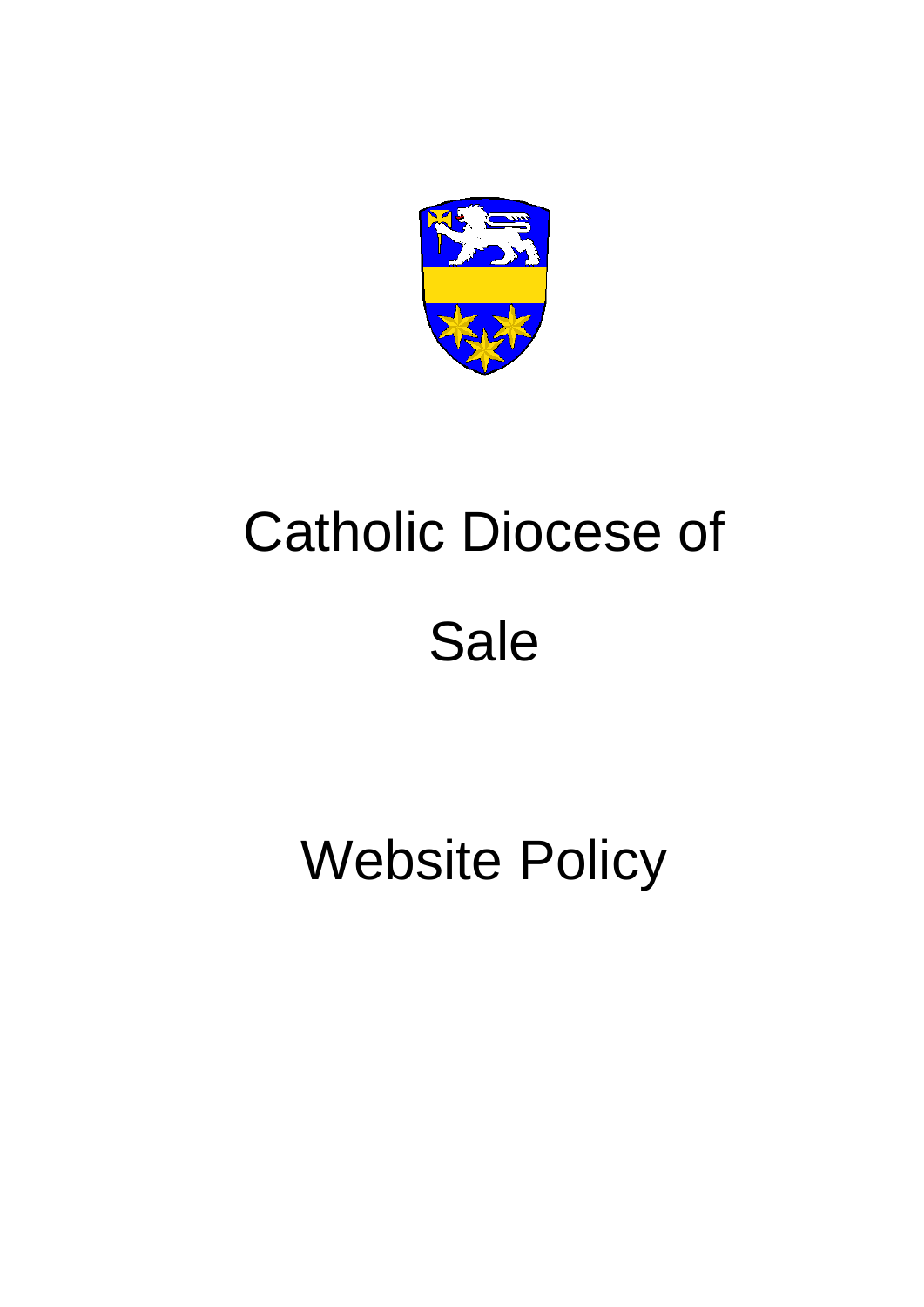# Catholic Diocese of Sale

# Website Policy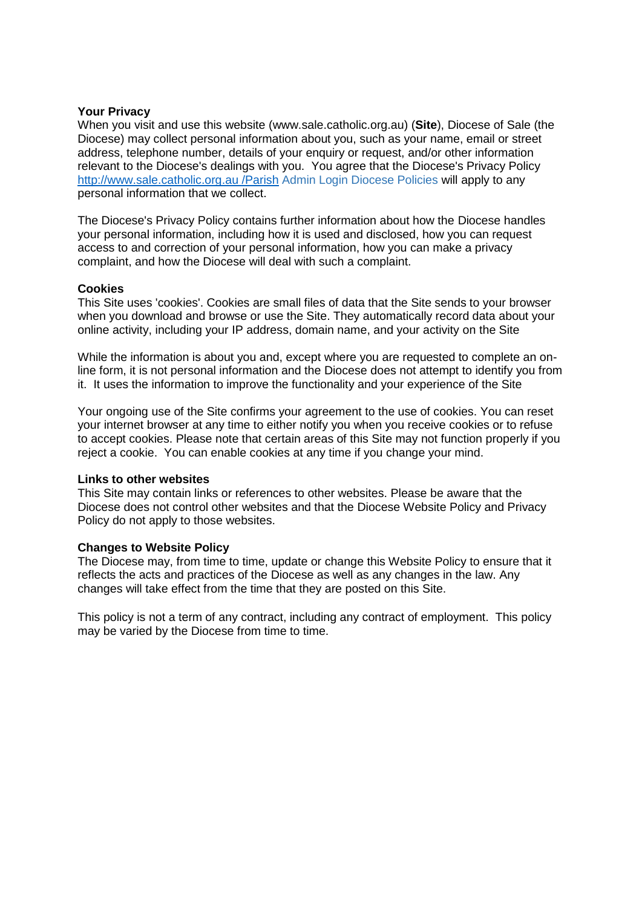**Your Privacy**
When you visit and use this website (www.sale.catholic.org.au) (**Site**), Diocese of Sale (the Diocese) may collect personal information about you, such as your name, email or street address, telephone number, details of your enquiry or request, and/or other information relevant to the Diocese's dealings with you. You agree that the Diocese's Privacy Policy http://www.sale.catholic.org.au /Parish Admin Login Diocese Policies will apply to any personal information that we collect.

The Diocese's Privacy Policy contains further information about how the Diocese handles your personal information, including how it is used and disclosed, how you can request access to and correction of your personal information, how you can make a privacy complaint, and how the Diocese will deal with such a complaint.

**Cookies**
This Site uses 'cookies'. Cookies are small files of data that the Site sends to your browser when you download and browse or use the Site. They automatically record data about your online activity, including your IP address, domain name, and your activity on the Site

While the information is about you and, except where you are requested to complete an on-line form, it is not personal information and the Diocese does not attempt to identify you from it. It uses the information to improve the functionality and your experience of the Site

Your ongoing use of the Site confirms your agreement to the use of cookies. You can reset your internet browser at any time to either notify you when you receive cookies or to refuse to accept cookies. Please note that certain areas of this Site may not function properly if you reject a cookie. You can enable cookies at any time if you change your mind.

**Links to other websites**
This Site may contain links or references to other websites. Please be aware that the Diocese does not control other websites and that the Diocese Website Policy and Privacy Policy do not apply to those websites.

**Changes to Website Policy**
The Diocese may, from time to time, update or change this Website Policy to ensure that it reflects the acts and practices of the Diocese as well as any changes in the law. Any changes will take effect from the time that they are posted on this Site.

This policy is not a term of any contract, including any contract of employment. This policy may be varied by the Diocese from time to time.